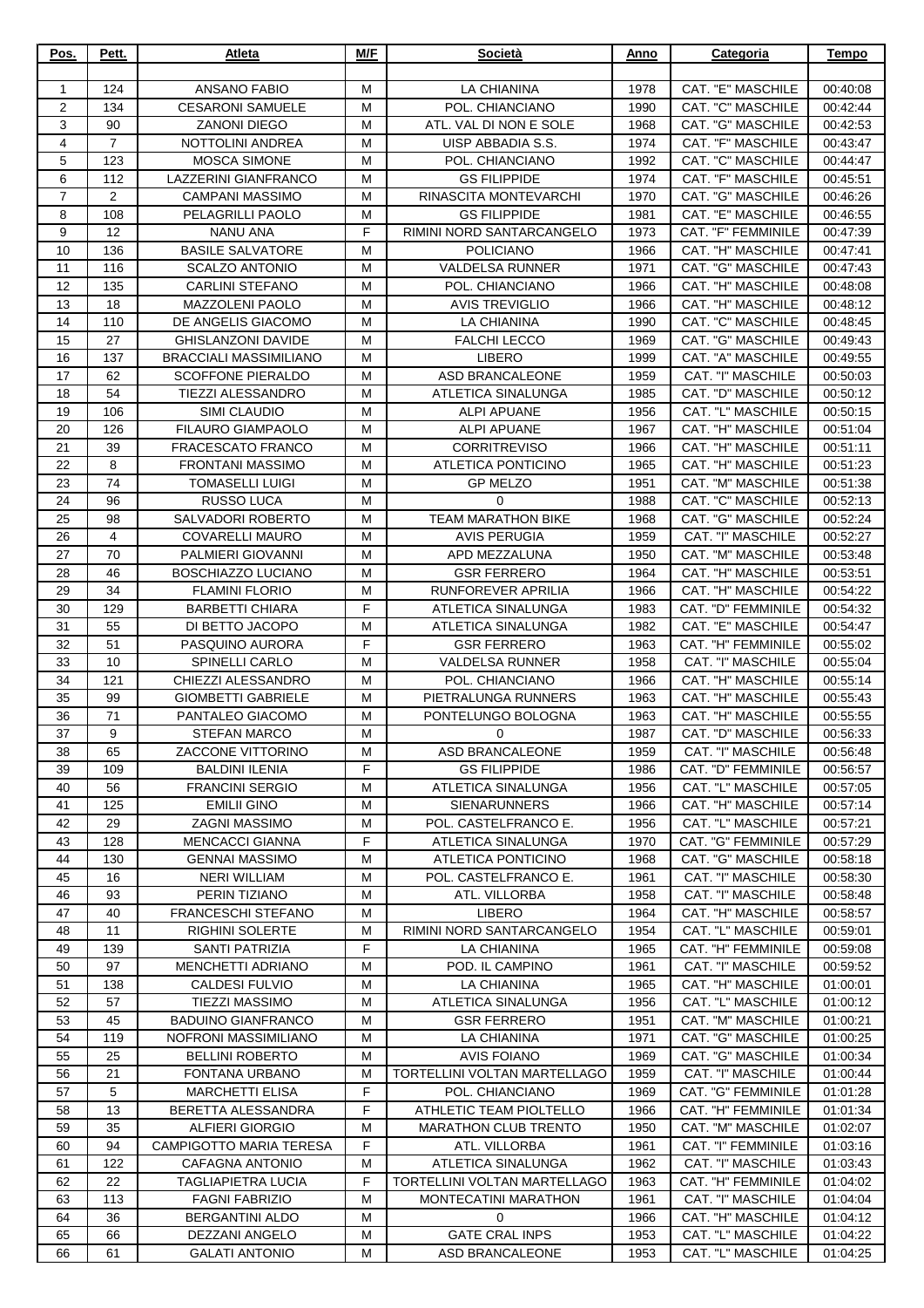| Pos. | Pett. | Atleta | M/F | Società | Anno | Categoria | Tempo |
|---|---|---|---|---|---|---|---|
| 1 | 124 | ANSANO FABIO | M | LA CHIANINA | 1978 | CAT. "E" MASCHILE | 00:40:08 |
| 2 | 134 | CESARONI SAMUELE | M | POL. CHIANCIANO | 1990 | CAT. "C" MASCHILE | 00:42:44 |
| 3 | 90 | ZANONI DIEGO | M | ATL. VAL DI NON E SOLE | 1968 | CAT. "G" MASCHILE | 00:42:53 |
| 4 | 7 | NOTTOLINI ANDREA | M | UISP ABBADIA S.S. | 1974 | CAT. "F" MASCHILE | 00:43:47 |
| 5 | 123 | MOSCA SIMONE | M | POL. CHIANCIANO | 1992 | CAT. "C" MASCHILE | 00:44:47 |
| 6 | 112 | LAZZERINI GIANFRANCO | M | GS FILIPPIDE | 1974 | CAT. "F" MASCHILE | 00:45:51 |
| 7 | 2 | CAMPANI MASSIMO | M | RINASCITA MONTEVARCHI | 1970 | CAT. "G" MASCHILE | 00:46:26 |
| 8 | 108 | PELAGRILLI PAOLO | M | GS FILIPPIDE | 1981 | CAT. "E" MASCHILE | 00:46:55 |
| 9 | 12 | NANU ANA | F | RIMINI NORD SANTARCANGELO | 1973 | CAT. "F" FEMMINILE | 00:47:39 |
| 10 | 136 | BASILE SALVATORE | M | POLICIANO | 1966 | CAT. "H" MASCHILE | 00:47:41 |
| 11 | 116 | SCALZO ANTONIO | M | VALDELSA RUNNER | 1971 | CAT. "G" MASCHILE | 00:47:43 |
| 12 | 135 | CARLINI STEFANO | M | POL. CHIANCIANO | 1966 | CAT. "H" MASCHILE | 00:48:08 |
| 13 | 18 | MAZZOLENI PAOLO | M | AVIS TREVIGLIO | 1966 | CAT. "H" MASCHILE | 00:48:12 |
| 14 | 110 | DE ANGELIS GIACOMO | M | LA CHIANINA | 1990 | CAT. "C" MASCHILE | 00:48:45 |
| 15 | 27 | GHISLANZONI DAVIDE | M | FALCHI LECCO | 1969 | CAT. "G" MASCHILE | 00:49:43 |
| 16 | 137 | BRACCIALI MASSIMILIANO | M | LIBERO | 1999 | CAT. "A" MASCHILE | 00:49:55 |
| 17 | 62 | SCOFFONE PIERALDO | M | ASD BRANCALEONE | 1959 | CAT. "I" MASCHILE | 00:50:03 |
| 18 | 54 | TIEZZI ALESSANDRO | M | ATLETICA SINALUNGA | 1985 | CAT. "D" MASCHILE | 00:50:12 |
| 19 | 106 | SIMI CLAUDIO | M | ALPI APUANE | 1956 | CAT. "L" MASCHILE | 00:50:15 |
| 20 | 126 | FILAURO GIAMPAOLO | M | ALPI APUANE | 1967 | CAT. "H" MASCHILE | 00:51:04 |
| 21 | 39 | FRACESCATO FRANCO | M | CORRITREVISO | 1966 | CAT. "H" MASCHILE | 00:51:11 |
| 22 | 8 | FRONTANI MASSIMO | M | ATLETICA PONTICINO | 1965 | CAT. "H" MASCHILE | 00:51:23 |
| 23 | 74 | TOMASELLI LUIGI | M | GP MELZO | 1951 | CAT. "M" MASCHILE | 00:51:38 |
| 24 | 96 | RUSSO LUCA | M | 0 | 1988 | CAT. "C" MASCHILE | 00:52:13 |
| 25 | 98 | SALVADORI ROBERTO | M | TEAM MARATHON BIKE | 1968 | CAT. "G" MASCHILE | 00:52:24 |
| 26 | 4 | COVARELLI MAURO | M | AVIS PERUGIA | 1959 | CAT. "I" MASCHILE | 00:52:27 |
| 27 | 70 | PALMIERI GIOVANNI | M | APD MEZZALUNA | 1950 | CAT. "M" MASCHILE | 00:53:48 |
| 28 | 46 | BOSCHIAZZO LUCIANO | M | GSR FERRERO | 1964 | CAT. "H" MASCHILE | 00:53:51 |
| 29 | 34 | FLAMINI FLORIO | M | RUNFOREVER APRILIA | 1966 | CAT. "H" MASCHILE | 00:54:22 |
| 30 | 129 | BARBETTI CHIARA | F | ATLETICA SINALUNGA | 1983 | CAT. "D" FEMMINILE | 00:54:32 |
| 31 | 55 | DI BETTO JACOPO | M | ATLETICA SINALUNGA | 1982 | CAT. "E" MASCHILE | 00:54:47 |
| 32 | 51 | PASQUINO AURORA | F | GSR FERRERO | 1963 | CAT. "H" FEMMINILE | 00:55:02 |
| 33 | 10 | SPINELLI CARLO | M | VALDELSA RUNNER | 1958 | CAT. "I" MASCHILE | 00:55:04 |
| 34 | 121 | CHIEZZI ALESSANDRO | M | POL. CHIANCIANO | 1966 | CAT. "H" MASCHILE | 00:55:14 |
| 35 | 99 | GIOMBETTI GABRIELE | M | PIETRALUNGA RUNNERS | 1963 | CAT. "H" MASCHILE | 00:55:43 |
| 36 | 71 | PANTALEO GIACOMO | M | PONTELUNGO BOLOGNA | 1963 | CAT. "H" MASCHILE | 00:55:55 |
| 37 | 9 | STEFAN MARCO | M | 0 | 1987 | CAT. "D" MASCHILE | 00:56:33 |
| 38 | 65 | ZACCONE VITTORINO | M | ASD BRANCALEONE | 1959 | CAT. "I" MASCHILE | 00:56:48 |
| 39 | 109 | BALDINI ILENIA | F | GS FILIPPIDE | 1986 | CAT. "D" FEMMINILE | 00:56:57 |
| 40 | 56 | FRANCINI SERGIO | M | ATLETICA SINALUNGA | 1956 | CAT. "L" MASCHILE | 00:57:05 |
| 41 | 125 | EMILII GINO | M | SIENARUNNERS | 1966 | CAT. "H" MASCHILE | 00:57:14 |
| 42 | 29 | ZAGNI MASSIMO | M | POL. CASTELFRANCO E. | 1956 | CAT. "L" MASCHILE | 00:57:21 |
| 43 | 128 | MENCACCI GIANNA | F | ATLETICA SINALUNGA | 1970 | CAT. "G" FEMMINILE | 00:57:29 |
| 44 | 130 | GENNAI MASSIMO | M | ATLETICA PONTICINO | 1968 | CAT. "G" MASCHILE | 00:58:18 |
| 45 | 16 | NERI WILLIAM | M | POL. CASTELFRANCO E. | 1961 | CAT. "I" MASCHILE | 00:58:30 |
| 46 | 93 | PERIN TIZIANO | M | ATL. VILLORBA | 1958 | CAT. "I" MASCHILE | 00:58:48 |
| 47 | 40 | FRANCESCHI STEFANO | M | LIBERO | 1964 | CAT. "H" MASCHILE | 00:58:57 |
| 48 | 11 | RIGHINI SOLERTE | M | RIMINI NORD SANTARCANGELO | 1954 | CAT. "L" MASCHILE | 00:59:01 |
| 49 | 139 | SANTI PATRIZIA | F | LA CHIANINA | 1965 | CAT. "H" FEMMINILE | 00:59:08 |
| 50 | 97 | MENCHETTI ADRIANO | M | POD. IL CAMPINO | 1961 | CAT. "I" MASCHILE | 00:59:52 |
| 51 | 138 | CALDESI FULVIO | M | LA CHIANINA | 1965 | CAT. "H" MASCHILE | 01:00:01 |
| 52 | 57 | TIEZZI MASSIMO | M | ATLETICA SINALUNGA | 1956 | CAT. "L" MASCHILE | 01:00:12 |
| 53 | 45 | BADUINO GIANFRANCO | M | GSR FERRERO | 1951 | CAT. "M" MASCHILE | 01:00:21 |
| 54 | 119 | NOFRONI MASSIMILIANO | M | LA CHIANINA | 1971 | CAT. "G" MASCHILE | 01:00:25 |
| 55 | 25 | BELLINI ROBERTO | M | AVIS FOIANO | 1969 | CAT. "G" MASCHILE | 01:00:34 |
| 56 | 21 | FONTANA URBANO | M | TORTELLINI VOLTAN MARTELLAGO | 1959 | CAT. "I" MASCHILE | 01:00:44 |
| 57 | 5 | MARCHETTI ELISA | F | POL. CHIANCIANO | 1969 | CAT. "G" FEMMINILE | 01:01:28 |
| 58 | 13 | BERETTA ALESSANDRA | F | ATHLETIC TEAM PIOLTELLO | 1966 | CAT. "H" FEMMINILE | 01:01:34 |
| 59 | 35 | ALFIERI GIORGIO | M | MARATHON CLUB TRENTO | 1950 | CAT. "M" MASCHILE | 01:02:07 |
| 60 | 94 | CAMPIGOTTO MARIA TERESA | F | ATL. VILLORBA | 1961 | CAT. "I" FEMMINILE | 01:03:16 |
| 61 | 122 | CAFAGNA ANTONIO | M | ATLETICA SINALUNGA | 1962 | CAT. "I" MASCHILE | 01:03:43 |
| 62 | 22 | TAGLIAPIETRA LUCIA | F | TORTELLINI VOLTAN MARTELLAGO | 1963 | CAT. "H" FEMMINILE | 01:04:02 |
| 63 | 113 | FAGNI FABRIZIO | M | MONTECATINI MARATHON | 1961 | CAT. "I" MASCHILE | 01:04:04 |
| 64 | 36 | BERGANTINI ALDO | M | 0 | 1966 | CAT. "H" MASCHILE | 01:04:12 |
| 65 | 66 | DEZZANI ANGELO | M | GATE CRAL INPS | 1953 | CAT. "L" MASCHILE | 01:04:22 |
| 66 | 61 | GALATI ANTONIO | M | ASD BRANCALEONE | 1953 | CAT. "L" MASCHILE | 01:04:25 |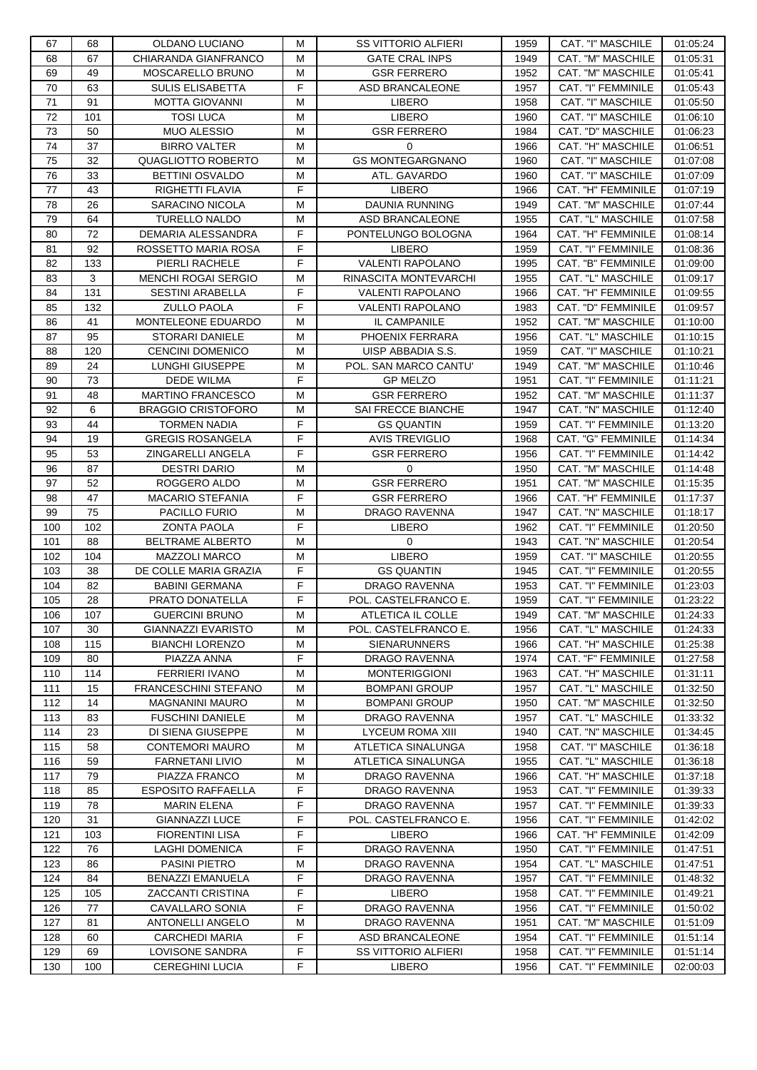| | | | | | | | |
|---|---|---|---|---|---|---|---|
| 67 | 68 | OLDANO LUCIANO | M | SS VITTORIO ALFIERI | 1959 | CAT. "I" MASCHILE | 01:05:24 |
| 68 | 67 | CHIARANDA GIANFRANCO | M | GATE CRAL INPS | 1949 | CAT. "M" MASCHILE | 01:05:31 |
| 69 | 49 | MOSCARELLO BRUNO | M | GSR FERRERO | 1952 | CAT. "M" MASCHILE | 01:05:41 |
| 70 | 63 | SULIS ELISABETTA | F | ASD BRANCALEONE | 1957 | CAT. "I" FEMMINILE | 01:05:43 |
| 71 | 91 | MOTTA GIOVANNI | M | LIBERO | 1958 | CAT. "I" MASCHILE | 01:05:50 |
| 72 | 101 | TOSI LUCA | M | LIBERO | 1960 | CAT. "I" MASCHILE | 01:06:10 |
| 73 | 50 | MUO ALESSIO | M | GSR FERRERO | 1984 | CAT. "D" MASCHILE | 01:06:23 |
| 74 | 37 | BIRRO VALTER | M | 0 | 1966 | CAT. "H" MASCHILE | 01:06:51 |
| 75 | 32 | QUAGLIOTTO ROBERTO | M | GS MONTEGARGNANO | 1960 | CAT. "I" MASCHILE | 01:07:08 |
| 76 | 33 | BETTINI OSVALDO | M | ATL. GAVARDO | 1960 | CAT. "I" MASCHILE | 01:07:09 |
| 77 | 43 | RIGHETTI FLAVIA | F | LIBERO | 1966 | CAT. "H" FEMMINILE | 01:07:19 |
| 78 | 26 | SARACINO NICOLA | M | DAUNIA RUNNING | 1949 | CAT. "M" MASCHILE | 01:07:44 |
| 79 | 64 | TURELLO NALDO | M | ASD BRANCALEONE | 1955 | CAT. "L" MASCHILE | 01:07:58 |
| 80 | 72 | DEMARIA ALESSANDRA | F | PONTELUNGO BOLOGNA | 1964 | CAT. "H" FEMMINILE | 01:08:14 |
| 81 | 92 | ROSSETTO MARIA ROSA | F | LIBERO | 1959 | CAT. "I" FEMMINILE | 01:08:36 |
| 82 | 133 | PIERLI RACHELE | F | VALENTI RAPOLANO | 1995 | CAT. "B" FEMMINILE | 01:09:00 |
| 83 | 3 | MENCHI ROGAI SERGIO | M | RINASCITA MONTEVARCHI | 1955 | CAT. "L" MASCHILE | 01:09:17 |
| 84 | 131 | SESTINI ARABELLA | F | VALENTI RAPOLANO | 1966 | CAT. "H" FEMMINILE | 01:09:55 |
| 85 | 132 | ZULLO PAOLA | F | VALENTI RAPOLANO | 1983 | CAT. "D" FEMMINILE | 01:09:57 |
| 86 | 41 | MONTELEONE EDUARDO | M | IL CAMPANILE | 1952 | CAT. "M" MASCHILE | 01:10:00 |
| 87 | 95 | STORARI DANIELE | M | PHOENIX FERRARA | 1956 | CAT. "L" MASCHILE | 01:10:15 |
| 88 | 120 | CENCINI DOMENICO | M | UISP ABBADIA S.S. | 1959 | CAT. "I" MASCHILE | 01:10:21 |
| 89 | 24 | LUNGHI GIUSEPPE | M | POL. SAN MARCO CANTU' | 1949 | CAT. "M" MASCHILE | 01:10:46 |
| 90 | 73 | DEDE WILMA | F | GP MELZO | 1951 | CAT. "I" FEMMINILE | 01:11:21 |
| 91 | 48 | MARTINO FRANCESCO | M | GSR FERRERO | 1952 | CAT. "M" MASCHILE | 01:11:37 |
| 92 | 6 | BRAGGIO CRISTOFORO | M | SAI FRECCE BIANCHE | 1947 | CAT. "N" MASCHILE | 01:12:40 |
| 93 | 44 | TORMEN NADIA | F | GS QUANTIN | 1959 | CAT. "I" FEMMINILE | 01:13:20 |
| 94 | 19 | GREGIS ROSANGELA | F | AVIS TREVIGLIO | 1968 | CAT. "G" FEMMINILE | 01:14:34 |
| 95 | 53 | ZINGARELLI ANGELA | F | GSR FERRERO | 1956 | CAT. "I" FEMMINILE | 01:14:42 |
| 96 | 87 | DESTRI DARIO | M | 0 | 1950 | CAT. "M" MASCHILE | 01:14:48 |
| 97 | 52 | ROGGERO ALDO | M | GSR FERRERO | 1951 | CAT. "M" MASCHILE | 01:15:35 |
| 98 | 47 | MACARIO STEFANIA | F | GSR FERRERO | 1966 | CAT. "H" FEMMINILE | 01:17:37 |
| 99 | 75 | PACILLO FURIO | M | DRAGO RAVENNA | 1947 | CAT. "N" MASCHILE | 01:18:17 |
| 100 | 102 | ZONTA PAOLA | F | LIBERO | 1962 | CAT. "I" FEMMINILE | 01:20:50 |
| 101 | 88 | BELTRAME ALBERTO | M | 0 | 1943 | CAT. "N" MASCHILE | 01:20:54 |
| 102 | 104 | MAZZOLI MARCO | M | LIBERO | 1959 | CAT. "I" MASCHILE | 01:20:55 |
| 103 | 38 | DE COLLE MARIA GRAZIA | F | GS QUANTIN | 1945 | CAT. "I" FEMMINILE | 01:20:55 |
| 104 | 82 | BABINI GERMANA | F | DRAGO RAVENNA | 1953 | CAT. "I" FEMMINILE | 01:23:03 |
| 105 | 28 | PRATO DONATELLA | F | POL. CASTELFRANCO E. | 1959 | CAT. "I" FEMMINILE | 01:23:22 |
| 106 | 107 | GUERCINI BRUNO | M | ATLETICA IL COLLE | 1949 | CAT. "M" MASCHILE | 01:24:33 |
| 107 | 30 | GIANNAZZI EVARISTO | M | POL. CASTELFRANCO E. | 1956 | CAT. "L" MASCHILE | 01:24:33 |
| 108 | 115 | BIANCHI LORENZO | M | SIENARUNNERS | 1966 | CAT. "H" MASCHILE | 01:25:38 |
| 109 | 80 | PIAZZA ANNA | F | DRAGO RAVENNA | 1974 | CAT. "F" FEMMINILE | 01:27:58 |
| 110 | 114 | FERRIERI IVANO | M | MONTERIGGIONI | 1963 | CAT. "H" MASCHILE | 01:31:11 |
| 111 | 15 | FRANCESCHINI STEFANO | M | BOMPANI GROUP | 1957 | CAT. "L" MASCHILE | 01:32:50 |
| 112 | 14 | MAGNANINI MAURO | M | BOMPANI GROUP | 1950 | CAT. "M" MASCHILE | 01:32:50 |
| 113 | 83 | FUSCHINI DANIELE | M | DRAGO RAVENNA | 1957 | CAT. "L" MASCHILE | 01:33:32 |
| 114 | 23 | DI SIENA GIUSEPPE | M | LYCEUM ROMA XIII | 1940 | CAT. "N" MASCHILE | 01:34:45 |
| 115 | 58 | CONTEMORI MAURO | M | ATLETICA SINALUNGA | 1958 | CAT. "I" MASCHILE | 01:36:18 |
| 116 | 59 | FARNETANI LIVIO | M | ATLETICA SINALUNGA | 1955 | CAT. "L" MASCHILE | 01:36:18 |
| 117 | 79 | PIAZZA FRANCO | M | DRAGO RAVENNA | 1966 | CAT. "H" MASCHILE | 01:37:18 |
| 118 | 85 | ESPOSITO RAFFAELLA | F | DRAGO RAVENNA | 1953 | CAT. "I" FEMMINILE | 01:39:33 |
| 119 | 78 | MARIN ELENA | F | DRAGO RAVENNA | 1957 | CAT. "I" FEMMINILE | 01:39:33 |
| 120 | 31 | GIANNAZZI LUCE | F | POL. CASTELFRANCO E. | 1956 | CAT. "I" FEMMINILE | 01:42:02 |
| 121 | 103 | FIORENTINI LISA | F | LIBERO | 1966 | CAT. "H" FEMMINILE | 01:42:09 |
| 122 | 76 | LAGHI DOMENICA | F | DRAGO RAVENNA | 1950 | CAT. "I" FEMMINILE | 01:47:51 |
| 123 | 86 | PASINI PIETRO | M | DRAGO RAVENNA | 1954 | CAT. "L" MASCHILE | 01:47:51 |
| 124 | 84 | BENAZZI EMANUELA | F | DRAGO RAVENNA | 1957 | CAT. "I" FEMMINILE | 01:48:32 |
| 125 | 105 | ZACCANTI CRISTINA | F | LIBERO | 1958 | CAT. "I" FEMMINILE | 01:49:21 |
| 126 | 77 | CAVALLARO SONIA | F | DRAGO RAVENNA | 1956 | CAT. "I" FEMMINILE | 01:50:02 |
| 127 | 81 | ANTONELLI ANGELO | M | DRAGO RAVENNA | 1951 | CAT. "M" MASCHILE | 01:51:09 |
| 128 | 60 | CARCHEDI MARIA | F | ASD BRANCALEONE | 1954 | CAT. "I" FEMMINILE | 01:51:14 |
| 129 | 69 | LOVISONE SANDRA | F | SS VITTORIO ALFIERI | 1958 | CAT. "I" FEMMINILE | 01:51:14 |
| 130 | 100 | CEREGHINI LUCIA | F | LIBERO | 1956 | CAT. "I" FEMMINILE | 02:00:03 |